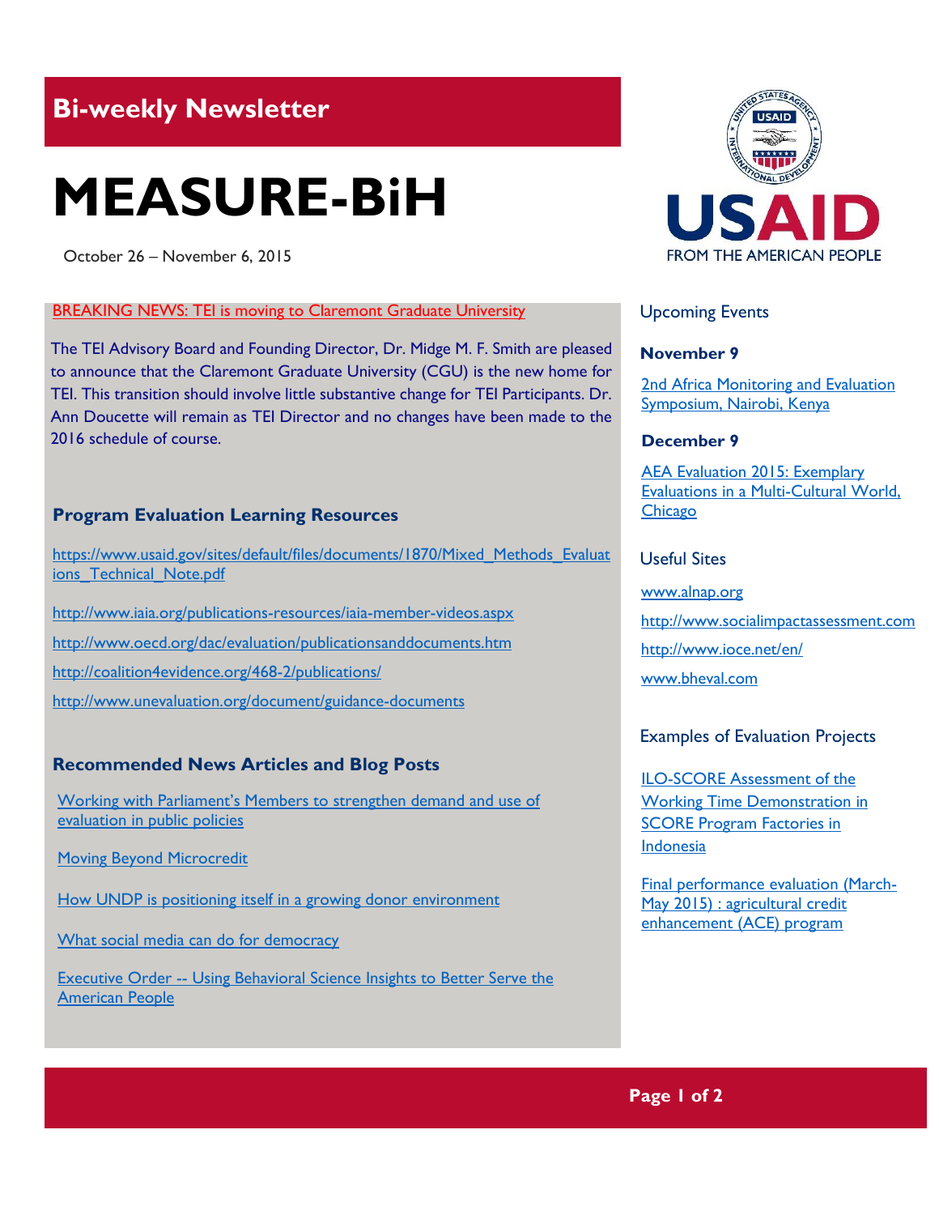## Bi-weekly Newsletter

# MEASURE-BiH

October 26 – November 6, 2015

BREAKING NEWS: TEI is moving to Claremont Graduate University

The TEI Advisory Board and Founding Director, Dr. Midge M. F. Smith are pleased to announce that the Claremont Graduate University (CGU) is the new home for TEI. This transition should involve little substantive change for TEI Participants. Dr. Ann Doucette will remain as TEI Director and no changes have been made to the 2016 schedule of course.

### Program Evaluation Learning Resources

https://www.usaid.gov/sites/default/files/documents/1870/Mixed_Methods_Evaluations_Technical_Note.pdf

http://www.iaia.org/publications-resources/iaia-member-videos.aspx

http://www.oecd.org/dac/evaluation/publicationsanddocuments.htm

http://coalition4evidence.org/468-2/publications/

http://www.unevaluation.org/document/guidance-documents

### Recommended News Articles and Blog Posts

Working with Parliament's Members to strengthen demand and use of evaluation in public policies

Moving Beyond Microcredit

How UNDP is positioning itself in a growing donor environment

What social media can do for democracy

Executive Order -- Using Behavioral Science Insights to Better Serve the American People

USAID
FROM THE AMERICAN PEOPLE

### Upcoming Events

**November 9**

2nd Africa Monitoring and Evaluation Symposium, Nairobi, Kenya

**December 9**

AEA Evaluation 2015: Exemplary Evaluations in a Multi-Cultural World, Chicago

### Useful Sites

www.alnap.org

http://www.socialimpactassessment.com

http://www.ioce.net/en/

www.bheval.com

### Examples of Evaluation Projects

ILO-SCORE Assessment of the Working Time Demonstration in SCORE Program Factories in Indonesia

Final performance evaluation (March-May 2015) : agricultural credit enhancement (ACE) program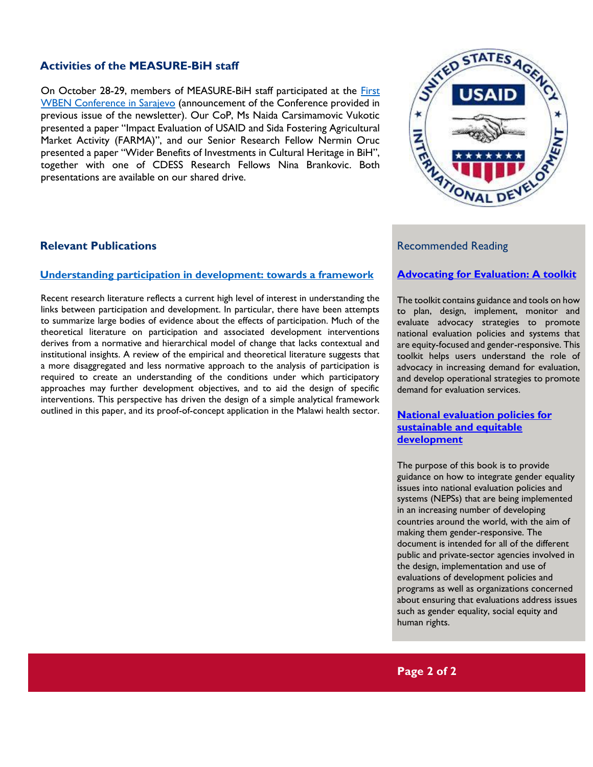## Activities of the MEASURE-BiH staff

On October 28-29, members of MEASURE-BiH staff participated at the First WBEN Conference in Sarajevo (announcement of the Conference provided in previous issue of the newsletter). Our CoP, Ms Naida Carsimamovic Vukotic presented a paper "Impact Evaluation of USAID and Sida Fostering Agricultural Market Activity (FARMA)", and our Senior Research Fellow Nermin Oruc presented a paper "Wider Benefits of Investments in Cultural Heritage in BiH", together with one of CDESS Research Fellows Nina Brankovic. Both presentations are available on our shared drive.

## Relevant Publications

### Understanding participation in development: towards a framework

Recent research literature reflects a current high level of interest in understanding the links between participation and development. In particular, there have been attempts to summarize large bodies of evidence about the effects of participation. Much of the theoretical literature on participation and associated development interventions derives from a normative and hierarchical model of change that lacks contextual and institutional insights. A review of the empirical and theoretical literature suggests that a more disaggregated and less normative approach to the analysis of participation is required to create an understanding of the conditions under which participatory approaches may further development objectives, and to aid the design of specific interventions. This perspective has driven the design of a simple analytical framework outlined in this paper, and its proof-of-concept application in the Malawi health sector.

## Recommended Reading

### Advocating for Evaluation: A toolkit

The toolkit contains guidance and tools on how to plan, design, implement, monitor and evaluate advocacy strategies to promote national evaluation policies and systems that are equity-focused and gender-responsive. This toolkit helps users understand the role of advocacy in increasing demand for evaluation, and develop operational strategies to promote demand for evaluation services.

### National evaluation policies for sustainable and equitable development

The purpose of this book is to provide guidance on how to integrate gender equality issues into national evaluation policies and systems (NEPSs) that are being implemented in an increasing number of developing countries around the world, with the aim of making them gender-responsive. The document is intended for all of the different public and private-sector agencies involved in the design, implementation and use of evaluations of development policies and programs as well as organizations concerned about ensuring that evaluations address issues such as gender equality, social equity and human rights.